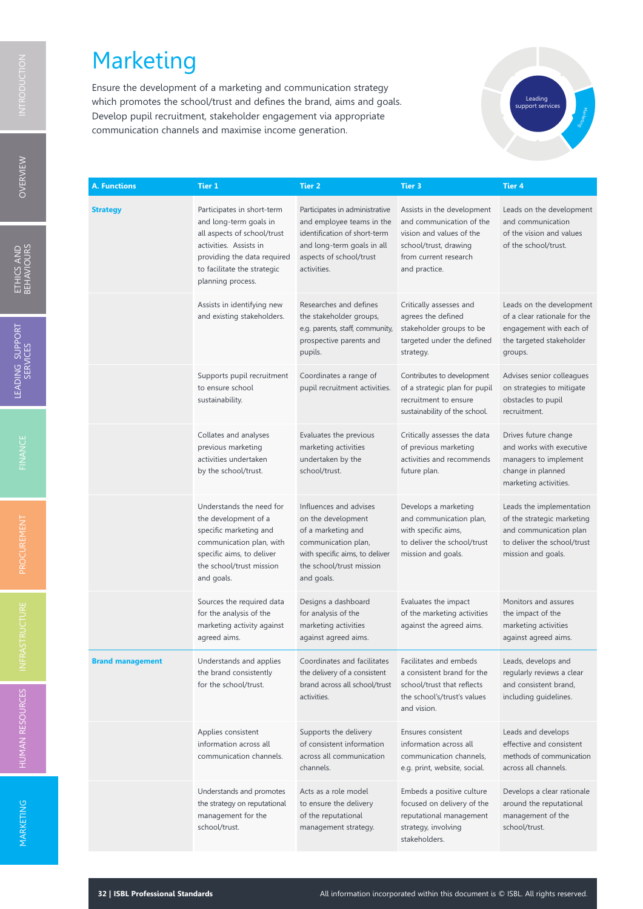# Marketing

Ensure the development of a marketing and communication strategy which promotes the school/trust and defines the brand, aims and goals. Develop pupil recruitment, stakeholder engagement via appropriate communication channels and maximise income generation.

| A. Functions | Tier 1 | Tier 2 | Tier 3 | Tier 4 |
|---|---|---|---|---|
| **Strategy** | Participates in short-term and long-term goals in all aspects of school/trust activities. Assists in providing the data required to facilitate the strategic planning process. | Participates in administrative and employee teams in the identification of short-term and long-term goals in all aspects of school/trust activities. | Assists in the development and communication of the vision and values of the school/trust, drawing from current research and practice. | Leads on the development and communication of the vision and values of the school/trust. |
| | Assists in identifying new and existing stakeholders. | Researches and defines the stakeholder groups, e.g. parents, staff, community, prospective parents and pupils. | Critically assesses and agrees the defined stakeholder groups to be targeted under the defined strategy. | Leads on the development of a clear rationale for the engagement with each of the targeted stakeholder groups. |
| | Supports pupil recruitment to ensure school sustainability. | Coordinates a range of pupil recruitment activities. | Contributes to development of a strategic plan for pupil recruitment to ensure sustainability of the school. | Advises senior colleagues on strategies to mitigate obstacles to pupil recruitment. |
| | Collates and analyses previous marketing activities undertaken by the school/trust. | Evaluates the previous marketing activities undertaken by the school/trust. | Critically assesses the data of previous marketing activities and recommends future plan. | Drives future change and works with executive managers to implement change in planned marketing activities. |
| | Understands the need for the development of a specific marketing and communication plan, with specific aims, to deliver the school/trust mission and goals. | Influences and advises on the development of a marketing and communication plan, with specific aims, to deliver the school/trust mission and goals. | Develops a marketing and communication plan, with specific aims, to deliver the school/trust mission and goals. | Leads the implementation of the strategic marketing and communication plan to deliver the school/trust mission and goals. |
| | Sources the required data for the analysis of the marketing activity against agreed aims. | Designs a dashboard for analysis of the marketing activities against agreed aims. | Evaluates the impact of the marketing activities against the agreed aims. | Monitors and assures the impact of the marketing activities against agreed aims. |
| **Brand management** | Understands and applies the brand consistently for the school/trust. | Coordinates and facilitates the delivery of a consistent brand across all school/trust activities. | Facilitates and embeds a consistent brand for the school/trust that reflects the school's/trust's values and vision. | Leads, develops and regularly reviews a clear and consistent brand, including guidelines. |
| | Applies consistent information across all communication channels. | Supports the delivery of consistent information across all communication channels. | Ensures consistent information across all communication channels, e.g. print, website, social. | Leads and develops effective and consistent methods of communication across all channels. |
| | Understands and promotes the strategy on reputational management for the school/trust. | Acts as a role model to ensure the delivery of the reputational management strategy. | Embeds a positive culture focused on delivery of the reputational management strategy, involving stakeholders. | Develops a clear rationale around the reputational management of the school/trust. |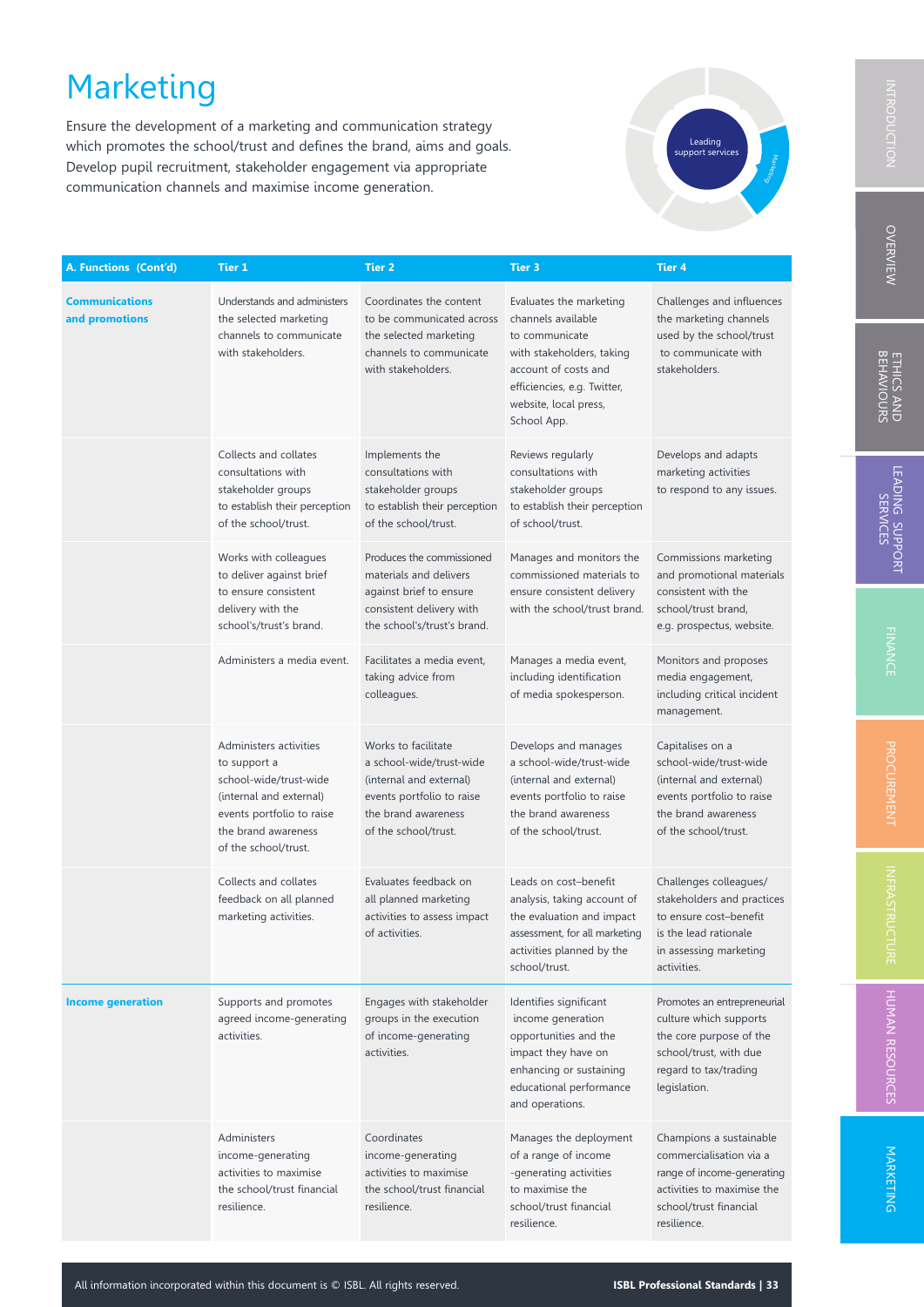# Marketing

Ensure the development of a marketing and communication strategy which promotes the school/trust and defines the brand, aims and goals. Develop pupil recruitment, stakeholder engagement via appropriate communication channels and maximise income generation.

| A. Functions (Cont'd) | Tier 1 | Tier 2 | Tier 3 | Tier 4 |
|---|---|---|---|---|
| **Communications and promotions** | Understands and administers the selected marketing channels to communicate with stakeholders. | Coordinates the content to be communicated across the selected marketing channels to communicate with stakeholders. | Evaluates the marketing channels available to communicate with stakeholders, taking account of costs and efficiencies, e.g. Twitter, website, local press, School App. | Challenges and influences the marketing channels used by the school/trust to communicate with stakeholders. |
| | Collects and collates consultations with stakeholder groups to establish their perception of the school/trust. | Implements the consultations with stakeholder groups to establish their perception of the school/trust. | Reviews regularly consultations with stakeholder groups to establish their perception of school/trust. | Develops and adapts marketing activities to respond to any issues. |
| | Works with colleagues to deliver against brief to ensure consistent delivery with the school's/trust's brand. | Produces the commissioned materials and delivers against brief to ensure consistent delivery with the school's/trust's brand. | Manages and monitors the commissioned materials to ensure consistent delivery with the school/trust brand. | Commissions marketing and promotional materials consistent with the school/trust brand, e.g. prospectus, website. |
| | Administers a media event. | Facilitates a media event, taking advice from colleagues. | Manages a media event, including identification of media spokesperson. | Monitors and proposes media engagement, including critical incident management. |
| | Administers activities to support a school-wide/trust-wide (internal and external) events portfolio to raise the brand awareness of the school/trust. | Works to facilitate a school-wide/trust-wide (internal and external) events portfolio to raise the brand awareness of the school/trust. | Develops and manages a school-wide/trust-wide (internal and external) events portfolio to raise the brand awareness of the school/trust. | Capitalises on a school-wide/trust-wide (internal and external) events portfolio to raise the brand awareness of the school/trust. |
| | Collects and collates feedback on all planned marketing activities. | Evaluates feedback on all planned marketing activities to assess impact of activities. | Leads on cost–benefit analysis, taking account of the evaluation and impact assessment, for all marketing activities planned by the school/trust. | Challenges colleagues/ stakeholders and practices to ensure cost–benefit is the lead rationale in assessing marketing activities. |
| **Income generation** | Supports and promotes agreed income-generating activities. | Engages with stakeholder groups in the execution of income-generating activities. | Identifies significant income generation opportunities and the impact they have on enhancing or sustaining educational performance and operations. | Promotes an entrepreneurial culture which supports the core purpose of the school/trust, with due regard to tax/trading legislation. |
| | Administers income-generating activities to maximise the school/trust financial resilience. | Coordinates income-generating activities to maximise the school/trust financial resilience. | Manages the deployment of a range of income -generating activities to maximise the school/trust financial resilience. | Champions a sustainable commercialisation via a range of income-generating activities to maximise the school/trust financial resilience. |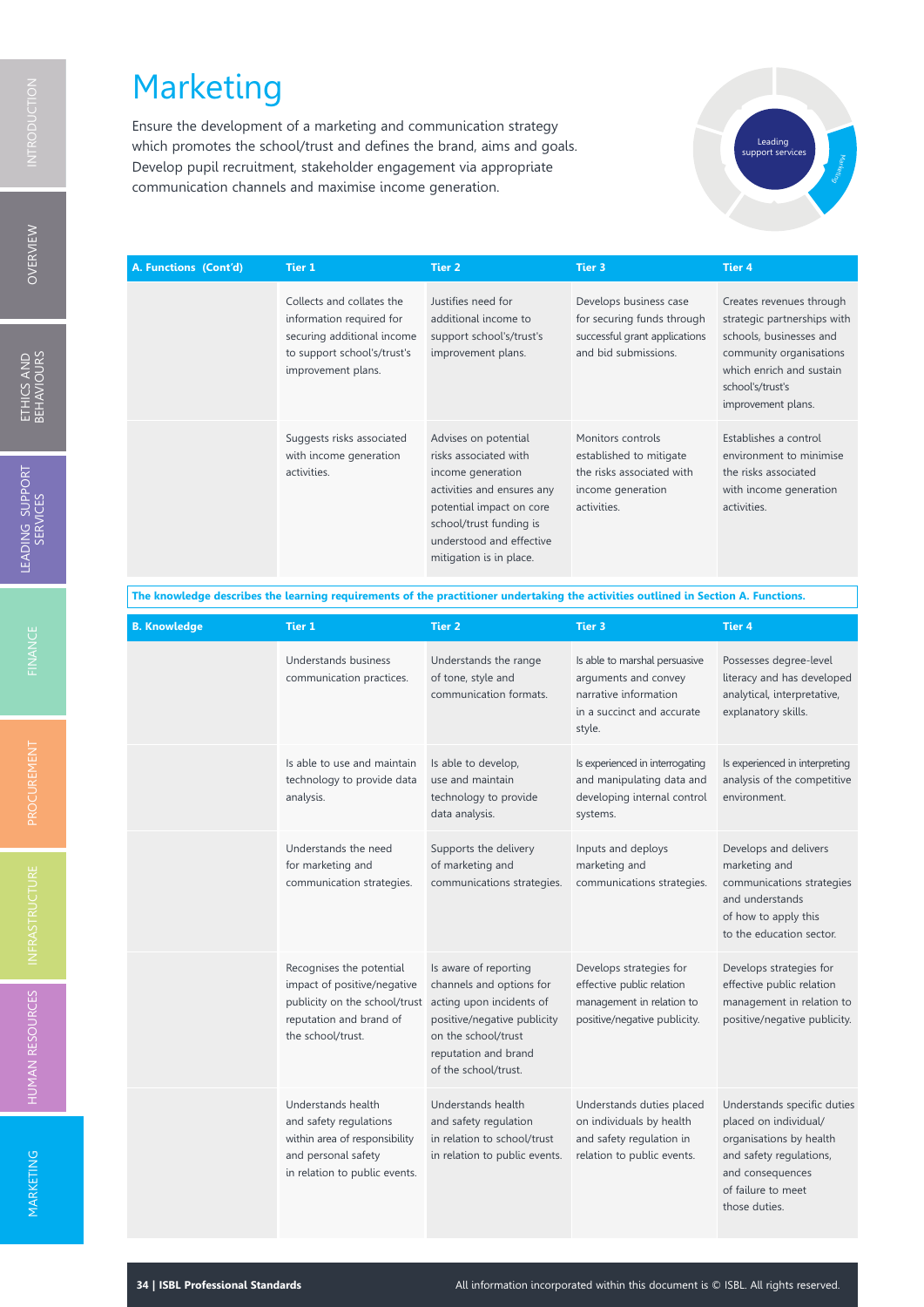# Marketing

Ensure the development of a marketing and communication strategy which promotes the school/trust and defines the brand, aims and goals. Develop pupil recruitment, stakeholder engagement via appropriate communication channels and maximise income generation.

| A. Functions (Cont'd) | Tier 1 | Tier 2 | Tier 3 | Tier 4 |
|---|---|---|---|---|
| | Collects and collates the information required for securing additional income to support school's/trust's improvement plans. | Justifies need for additional income to support school's/trust's improvement plans. | Develops business case for securing funds through successful grant applications and bid submissions. | Creates revenues through strategic partnerships with schools, businesses and community organisations which enrich and sustain school's/trust's improvement plans. |
| | Suggests risks associated with income generation activities. | Advises on potential risks associated with income generation activities and ensures any potential impact on core school/trust funding is understood and effective mitigation is in place. | Monitors controls established to mitigate the risks associated with income generation activities. | Establishes a control environment to minimise the risks associated with income generation activities. |

**The knowledge describes the learning requirements of the practitioner undertaking the activities outlined in Section A. Functions.**

| B. Knowledge | Tier 1 | Tier 2 | Tier 3 | Tier 4 |
|---|---|---|---|---|
| | Understands business communication practices. | Understands the range of tone, style and communication formats. | Is able to marshal persuasive arguments and convey narrative information in a succinct and accurate style. | Possesses degree-level literacy and has developed analytical, interpretative, explanatory skills. |
| | Is able to use and maintain technology to provide data analysis. | Is able to develop, use and maintain technology to provide data analysis. | Is experienced in interrogating and manipulating data and developing internal control systems. | Is experienced in interpreting analysis of the competitive environment. |
| | Understands the need for marketing and communication strategies. | Supports the delivery of marketing and communications strategies. | Inputs and deploys marketing and communications strategies. | Develops and delivers marketing and communications strategies and understands of how to apply this to the education sector. |
| | Recognises the potential impact of positive/negative publicity on the school/trust reputation and brand of the school/trust. | Is aware of reporting channels and options for acting upon incidents of positive/negative publicity on the school/trust reputation and brand of the school/trust. | Develops strategies for effective public relation management in relation to positive/negative publicity. | Develops strategies for effective public relation management in relation to positive/negative publicity. |
| | Understands health and safety regulations within area of responsibility and personal safety in relation to public events. | Understands health and safety regulation in relation to school/trust in relation to public events. | Understands duties placed on individuals by health and safety regulation in relation to public events. | Understands specific duties placed on individual/organisations by health and safety regulations, and consequences of failure to meet those duties. |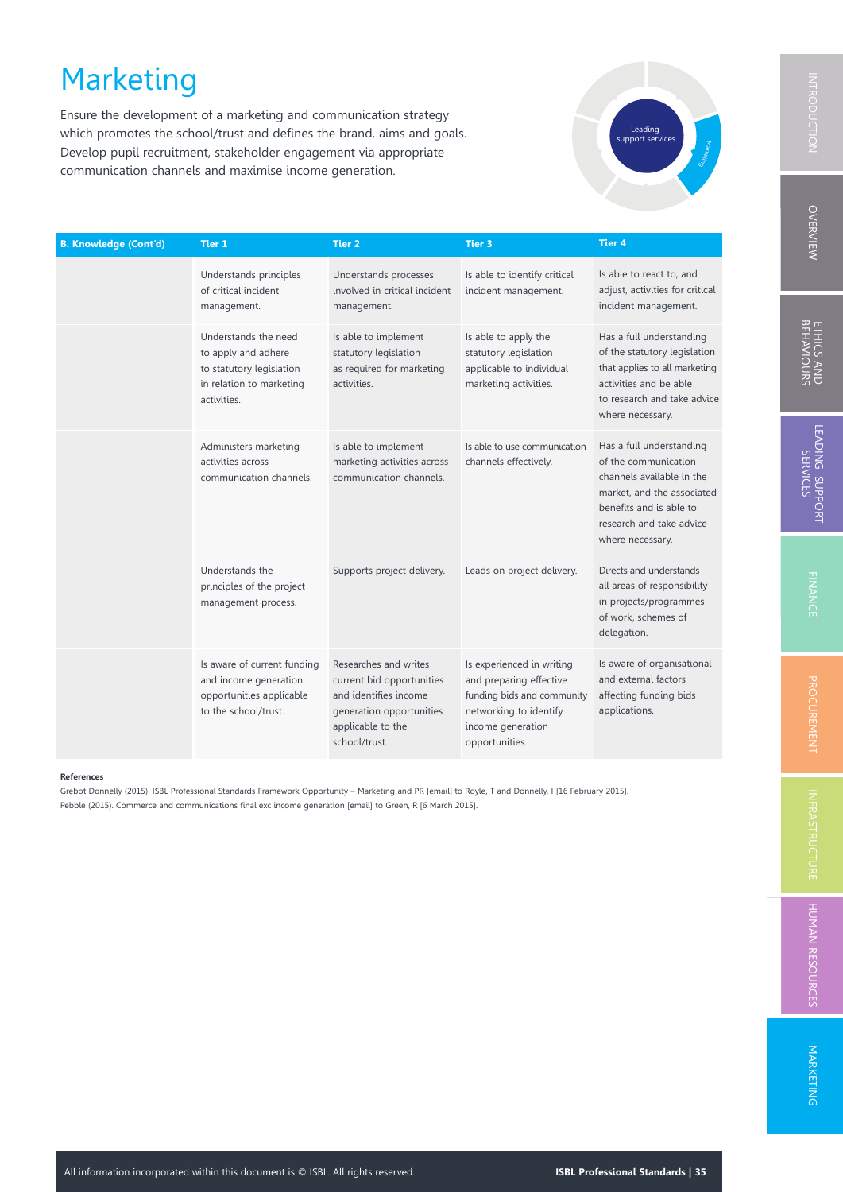// Marketing

Ensure the development of a marketing and communication strategy which promotes the school/trust and defines the brand, aims and goals. Develop pupil recruitment, stakeholder engagement via appropriate communication channels and maximise income generation.

| B. Knowledge (Cont'd) | Tier 1 | Tier 2 | Tier 3 | Tier 4 |
|---|---|---|---|---|
| | Understands principles of critical incident management. | Understands processes involved in critical incident management. | Is able to identify critical incident management. | Is able to react to, and adjust, activities for critical incident management. |
| | Understands the need to apply and adhere to statutory legislation in relation to marketing activities. | Is able to implement statutory legislation as required for marketing activities. | Is able to apply the statutory legislation applicable to individual marketing activities. | Has a full understanding of the statutory legislation that applies to all marketing activities and be able to research and take advice where necessary. |
| | Administers marketing activities across communication channels. | Is able to implement marketing activities across communication channels. | Is able to use communication channels effectively. | Has a full understanding of the communication channels available in the market, and the associated benefits and is able to research and take advice where necessary. |
| | Understands the principles of the project management process. | Supports project delivery. | Leads on project delivery. | Directs and understands all areas of responsibility in projects/programmes of work, schemes of delegation. |
| | Is aware of current funding and income generation opportunities applicable to the school/trust. | Researches and writes current bid opportunities and identifies income generation opportunities applicable to the school/trust. | Is experienced in writing and preparing effective funding bids and community networking to identify income generation opportunities. | Is aware of organisational and external factors affecting funding bids applications. |

**References**

Grebot Donnelly (2015). ISBL Professional Standards Framework Opportunity – Marketing and PR [email] to Royle, T and Donnelly, I [16 February 2015].

Pebble (2015). Commerce and communications final exc income generation [email] to Green, R [6 March 2015].

All information incorporated within this document is © ISBL. All rights reserved.